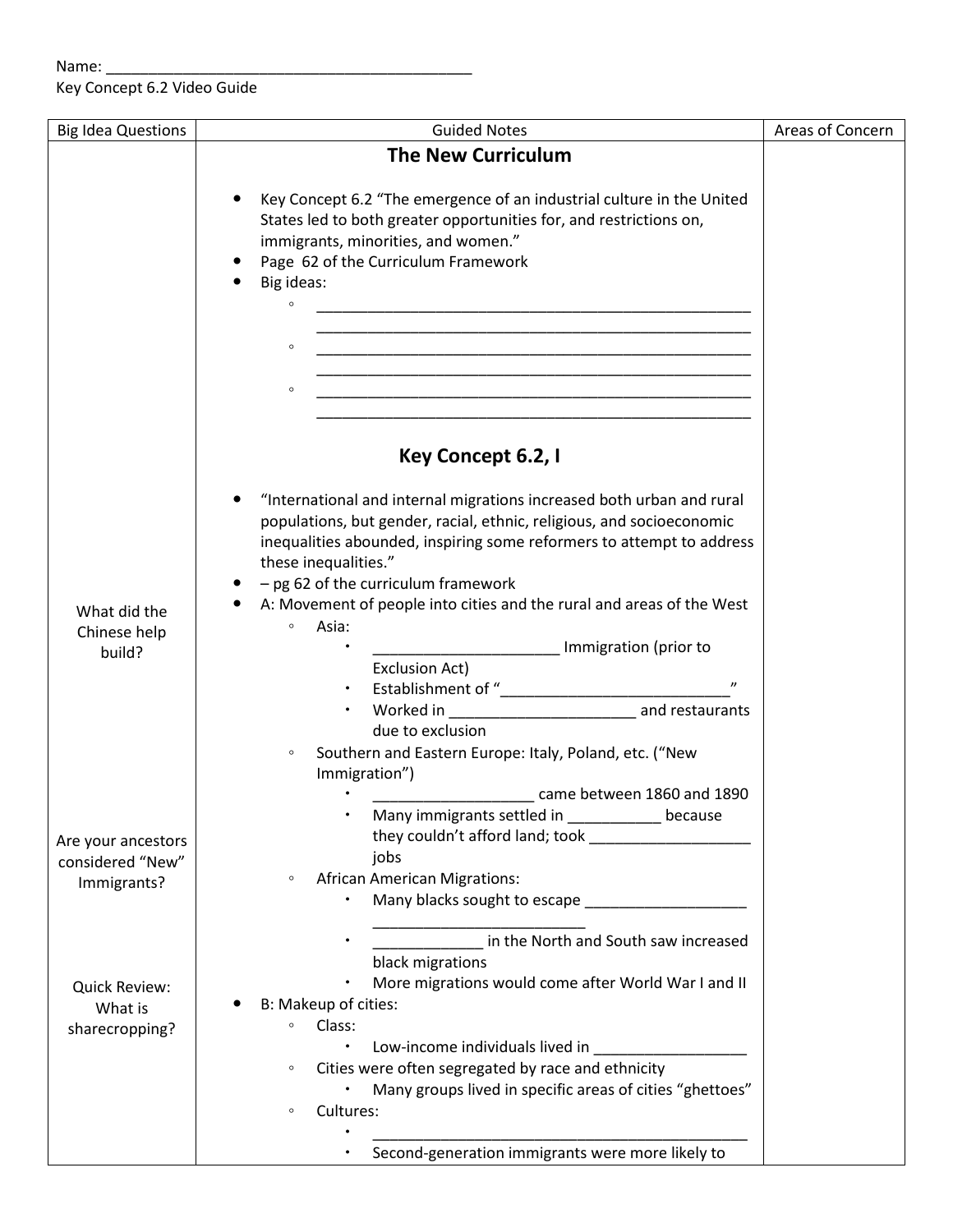Name: ____________________________________________

Key Concept 6.2 Video Guide

| Big Idea Questions | Guided Notes | Areas of Concern |
|---|---|---|
| | **The New Curriculum**<br><br>• Key Concept 6.2 "The emergence of an industrial culture in the United States led to both greater opportunities for, and restrictions on, immigrants, minorities, and women."<br>• Page 62 of the Curriculum Framework<br>• Big ideas:<br>&nbsp;&nbsp;&nbsp;&nbsp;◦ ____________________________________________<br>&nbsp;&nbsp;&nbsp;&nbsp;◦ ____________________________________________<br>&nbsp;&nbsp;&nbsp;&nbsp;◦ ____________________________________________ | |
| | **Key Concept 6.2, I**<br><br>• "International and internal migrations increased both urban and rural populations, but gender, racial, ethnic, religious, and socioeconomic inequalities abounded, inspiring some reformers to attempt to address these inequalities."<br>• – pg 62 of the curriculum framework | |
| What did the Chinese help build? | • A: Movement of people into cities and the rural and areas of the West<br>&nbsp;&nbsp;&nbsp;&nbsp;◦ Asia:<br>&nbsp;&nbsp;&nbsp;&nbsp;&nbsp;&nbsp;&nbsp;&nbsp;▪ ______________________ Immigration (prior to Exclusion Act)<br>&nbsp;&nbsp;&nbsp;&nbsp;&nbsp;&nbsp;&nbsp;&nbsp;▪ Establishment of "___________________________"<br>&nbsp;&nbsp;&nbsp;&nbsp;&nbsp;&nbsp;&nbsp;&nbsp;▪ Worked in ______________________ and restaurants due to exclusion | |
| Are your ancestors considered "New" Immigrants? | &nbsp;&nbsp;&nbsp;&nbsp;◦ Southern and Eastern Europe: Italy, Poland, etc. ("New Immigration")<br>&nbsp;&nbsp;&nbsp;&nbsp;&nbsp;&nbsp;&nbsp;&nbsp;▪ ___________________ came between 1860 and 1890<br>&nbsp;&nbsp;&nbsp;&nbsp;&nbsp;&nbsp;&nbsp;&nbsp;▪ Many immigrants settled in ___________ because they couldn't afford land; took ___________________ jobs | |
| Quick Review: What is sharecropping? | &nbsp;&nbsp;&nbsp;&nbsp;◦ African American Migrations:<br>&nbsp;&nbsp;&nbsp;&nbsp;&nbsp;&nbsp;&nbsp;&nbsp;▪ Many blacks sought to escape ____________________________________________<br>&nbsp;&nbsp;&nbsp;&nbsp;&nbsp;&nbsp;&nbsp;&nbsp;▪ _____________ in the North and South saw increased black migrations<br>&nbsp;&nbsp;&nbsp;&nbsp;&nbsp;&nbsp;&nbsp;&nbsp;▪ More migrations would come after World War I and II<br>• B: Makeup of cities:<br>&nbsp;&nbsp;&nbsp;&nbsp;◦ Class:<br>&nbsp;&nbsp;&nbsp;&nbsp;&nbsp;&nbsp;&nbsp;&nbsp;▪ Low-income individuals lived in __________________<br>&nbsp;&nbsp;&nbsp;&nbsp;◦ Cities were often segregated by race and ethnicity<br>&nbsp;&nbsp;&nbsp;&nbsp;&nbsp;&nbsp;&nbsp;&nbsp;▪ Many groups lived in specific areas of cities "ghettoes"<br>&nbsp;&nbsp;&nbsp;&nbsp;◦ Cultures:<br>&nbsp;&nbsp;&nbsp;&nbsp;&nbsp;&nbsp;&nbsp;&nbsp;▪ ______________________________________________<br>&nbsp;&nbsp;&nbsp;&nbsp;&nbsp;&nbsp;&nbsp;&nbsp;▪ Second-generation immigrants were more likely to | |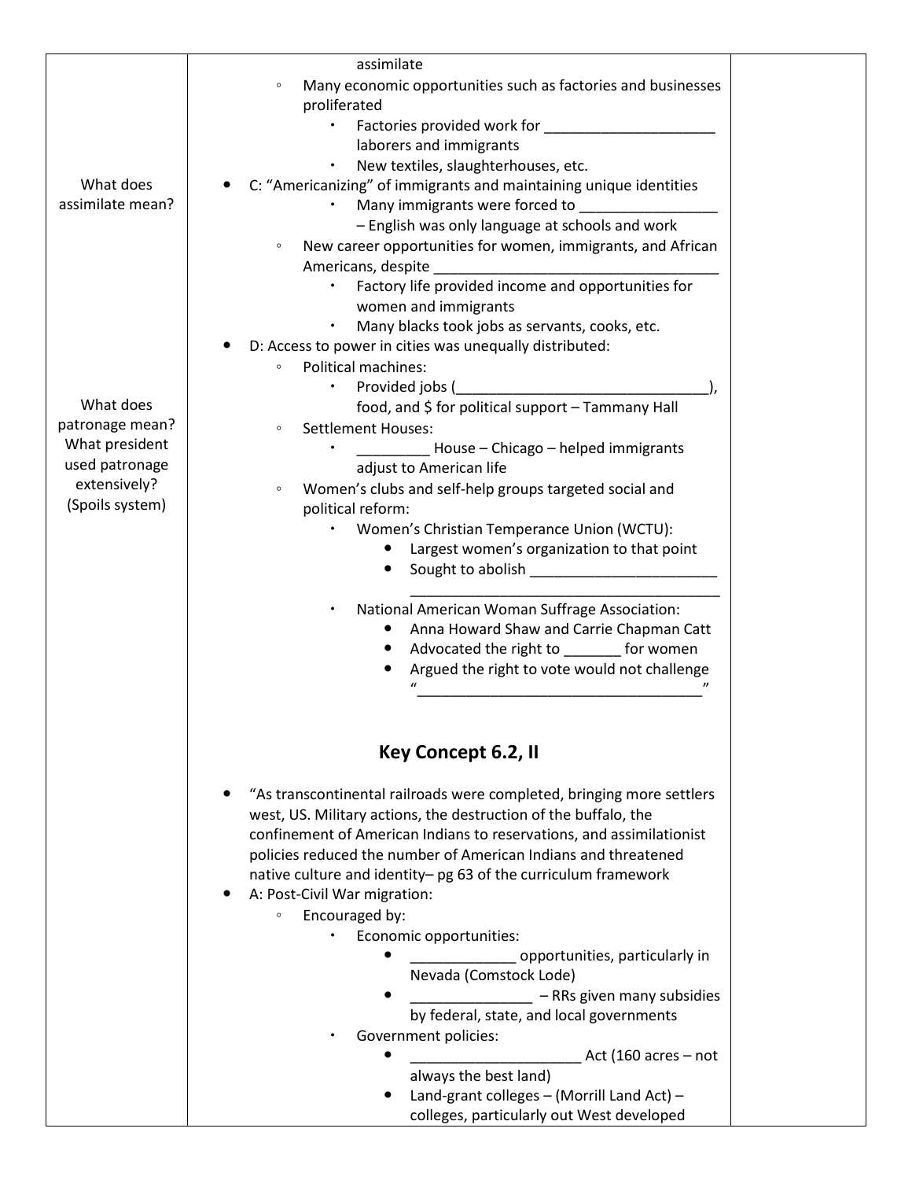| | | |
|---|---|---|
| What does assimilate mean?<br><br>What does patronage mean? What president used patronage extensively? (Spoils system) | assimilate<br>◦ Many economic opportunities such as factories and businesses proliferated<br>&nbsp;&nbsp;▪ Factories provided work for _____________________ laborers and immigrants<br>&nbsp;&nbsp;▪ New textiles, slaughterhouses, etc.<br>• C: "Americanizing" of immigrants and maintaining unique identities<br>&nbsp;&nbsp;▪ Many immigrants were forced to _________________ – English was only language at schools and work<br>◦ New career opportunities for women, immigrants, and African Americans, despite ___________________________________<br>&nbsp;&nbsp;▪ Factory life provided income and opportunities for women and immigrants<br>&nbsp;&nbsp;▪ Many blacks took jobs as servants, cooks, etc.<br>• D: Access to power in cities was unequally distributed:<br>◦ Political machines:<br>&nbsp;&nbsp;▪ Provided jobs (_______________________________), food, and $ for political support – Tammany Hall<br>◦ Settlement Houses:<br>&nbsp;&nbsp;▪ _________ House – Chicago – helped immigrants adjust to American life<br>◦ Women's clubs and self-help groups targeted social and political reform:<br>&nbsp;&nbsp;▪ Women's Christian Temperance Union (WCTU):<br>&nbsp;&nbsp;&nbsp;&nbsp;• Largest women's organization to that point<br>&nbsp;&nbsp;&nbsp;&nbsp;• Sought to abolish _______________________ ______________________________________<br>&nbsp;&nbsp;▪ National American Woman Suffrage Association:<br>&nbsp;&nbsp;&nbsp;&nbsp;• Anna Howard Shaw and Carrie Chapman Catt<br>&nbsp;&nbsp;&nbsp;&nbsp;• Advocated the right to _______ for women<br>&nbsp;&nbsp;&nbsp;&nbsp;• Argued the right to vote would not challenge "___________________________________"<br><br>**Key Concept 6.2, II**<br><br>• "As transcontinental railroads were completed, bringing more settlers west, US. Military actions, the destruction of the buffalo, the confinement of American Indians to reservations, and assimilationist policies reduced the number of American Indians and threatened native culture and identity– pg 63 of the curriculum framework<br>• A: Post-Civil War migration:<br>◦ Encouraged by:<br>&nbsp;&nbsp;▪ Economic opportunities:<br>&nbsp;&nbsp;&nbsp;&nbsp;• _____________ opportunities, particularly in Nevada (Comstock Lode)<br>&nbsp;&nbsp;&nbsp;&nbsp;• _______________ – RRs given many subsidies by federal, state, and local governments<br>&nbsp;&nbsp;▪ Government policies:<br>&nbsp;&nbsp;&nbsp;&nbsp;• _____________________ Act (160 acres – not always the best land)<br>&nbsp;&nbsp;&nbsp;&nbsp;• Land-grant colleges – (Morrill Land Act) – colleges, particularly out West developed | |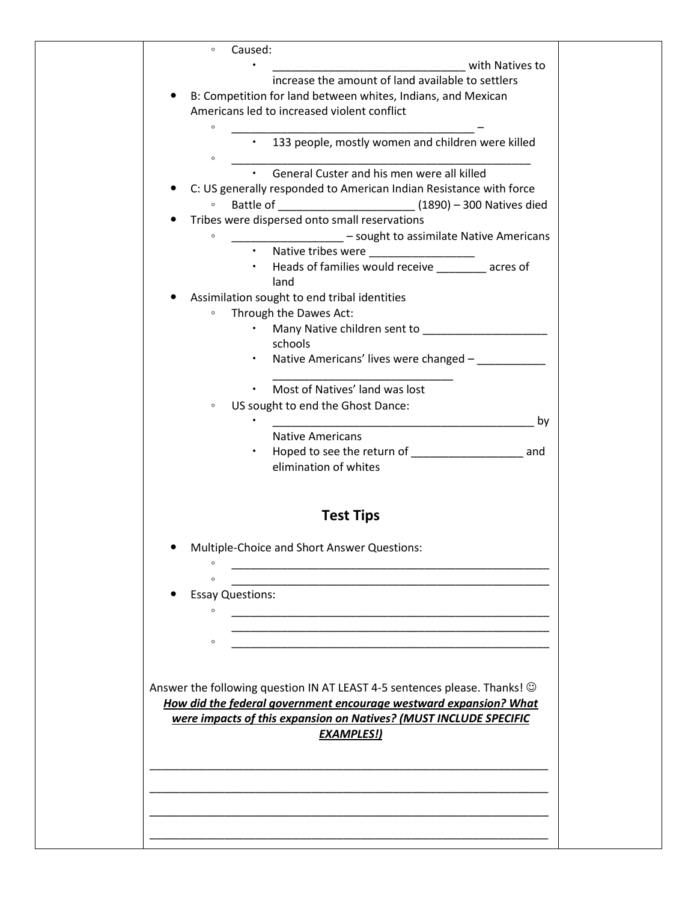- Caused:
    - _______________________________ with Natives to increase the amount of land available to settlers
- B: Competition for land between whites, Indians, and Mexican Americans led to increased violent conflict
    - ________________________________________ –
        - 133 people, mostly women and children were killed
    - __________________________________________________
        - General Custer and his men were all killed
- C: US generally responded to American Indian Resistance with force
    - Battle of ______________________ (1890) – 300 Natives died
- Tribes were dispersed onto small reservations
    - __________________ – sought to assimilate Native Americans
        - Native tribes were _________________
        - Heads of families would receive ________ acres of land
- Assimilation sought to end tribal identities
    - Through the Dawes Act:
        - Many Native children sent to ____________________ schools
        - Native Americans' lives were changed – ___________ ______________________________
        - Most of Natives' land was lost
    - US sought to end the Ghost Dance:
        - ____________________________________________ by Native Americans
        - Hoped to see the return of __________________ and elimination of whites

## Test Tips

- Multiple-Choice and Short Answer Questions:
    - ______________________________________________________
    - ______________________________________________________
- Essay Questions:
    - ______________________________________________________ ______________________________________________________
    - ______________________________________________________

Answer the following question IN AT LEAST 4-5 sentences please. Thanks! ☺

***<u>How did the federal government encourage westward expansion? What were impacts of this expansion on Natives? (MUST INCLUDE SPECIFIC EXAMPLES!)</u>***

____________________________________________________________________

____________________________________________________________________

____________________________________________________________________

____________________________________________________________________